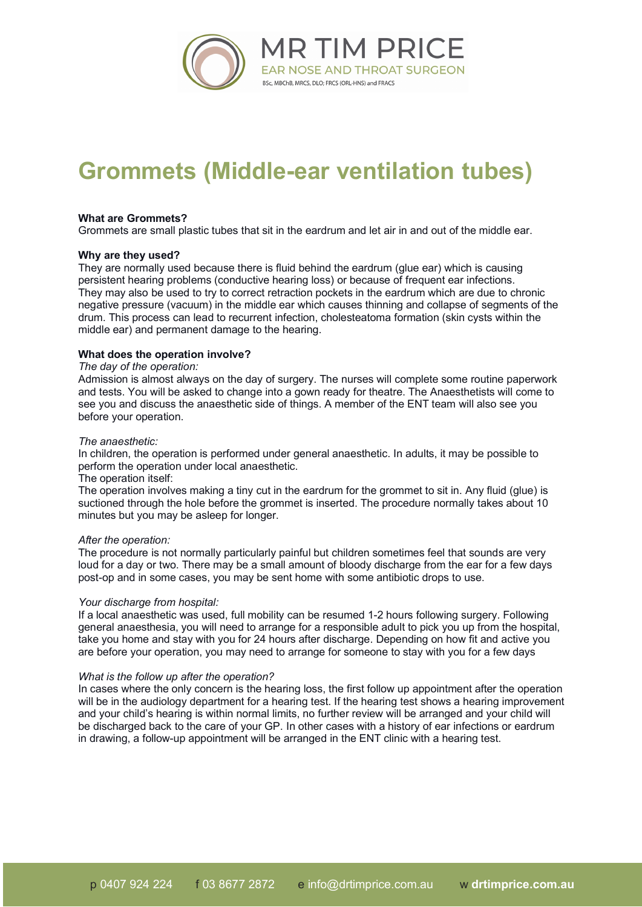MR TIM PRICE
EAR NOSE AND THROAT SURGEON
BSc, MBChB, MRCS, DLO; FRCS (ORL-HNS) and FRACS

# Grommets (Middle-ear ventilation tubes)

**What are Grommets?**
Grommets are small plastic tubes that sit in the eardrum and let air in and out of the middle ear.

**Why are they used?**
They are normally used because there is fluid behind the eardrum (glue ear) which is causing persistent hearing problems (conductive hearing loss) or because of frequent ear infections. They may also be used to try to correct retraction pockets in the eardrum which are due to chronic negative pressure (vacuum) in the middle ear which causes thinning and collapse of segments of the drum. This process can lead to recurrent infection, cholesteatoma formation (skin cysts within the middle ear) and permanent damage to the hearing.

**What does the operation involve?**
*The day of the operation:*
Admission is almost always on the day of surgery. The nurses will complete some routine paperwork and tests. You will be asked to change into a gown ready for theatre. The Anaesthetists will come to see you and discuss the anaesthetic side of things. A member of the ENT team will also see you before your operation.

*The anaesthetic:*
In children, the operation is performed under general anaesthetic. In adults, it may be possible to perform the operation under local anaesthetic.
The operation itself:
The operation involves making a tiny cut in the eardrum for the grommet to sit in. Any fluid (glue) is suctioned through the hole before the grommet is inserted. The procedure normally takes about 10 minutes but you may be asleep for longer.

*After the operation:*
The procedure is not normally particularly painful but children sometimes feel that sounds are very loud for a day or two. There may be a small amount of bloody discharge from the ear for a few days post-op and in some cases, you may be sent home with some antibiotic drops to use.

*Your discharge from hospital:*
If a local anaesthetic was used, full mobility can be resumed 1-2 hours following surgery. Following general anaesthesia, you will need to arrange for a responsible adult to pick you up from the hospital, take you home and stay with you for 24 hours after discharge. Depending on how fit and active you are before your operation, you may need to arrange for someone to stay with you for a few days

*What is the follow up after the operation?*
In cases where the only concern is the hearing loss, the first follow up appointment after the operation will be in the audiology department for a hearing test. If the hearing test shows a hearing improvement and your child's hearing is within normal limits, no further review will be arranged and your child will be discharged back to the care of your GP. In other cases with a history of ear infections or eardrum in drawing, a follow-up appointment will be arranged in the ENT clinic with a hearing test.

p 0407 924 224 f 03 8677 2872 e info@drtimprice.com.au w **drtimprice.com.au**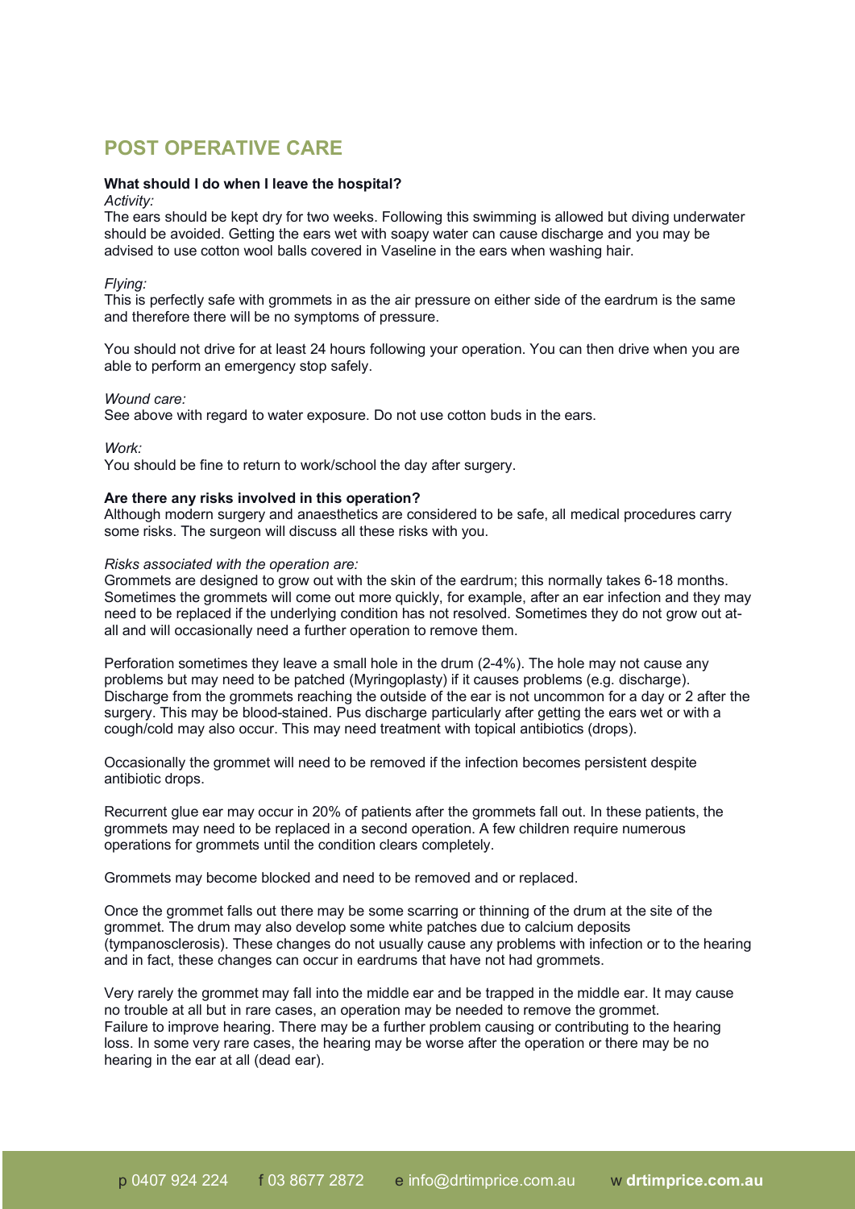## POST OPERATIVE CARE

**What should I do when I leave the hospital?**

*Activity:*

The ears should be kept dry for two weeks. Following this swimming is allowed but diving underwater should be avoided. Getting the ears wet with soapy water can cause discharge and you may be advised to use cotton wool balls covered in Vaseline in the ears when washing hair.

*Flying:*

This is perfectly safe with grommets in as the air pressure on either side of the eardrum is the same and therefore there will be no symptoms of pressure.

You should not drive for at least 24 hours following your operation. You can then drive when you are able to perform an emergency stop safely.

*Wound care:*

See above with regard to water exposure. Do not use cotton buds in the ears.

*Work:*

You should be fine to return to work/school the day after surgery.

**Are there any risks involved in this operation?**

Although modern surgery and anaesthetics are considered to be safe, all medical procedures carry some risks. The surgeon will discuss all these risks with you.

*Risks associated with the operation are:*

Grommets are designed to grow out with the skin of the eardrum; this normally takes 6-18 months. Sometimes the grommets will come out more quickly, for example, after an ear infection and they may need to be replaced if the underlying condition has not resolved. Sometimes they do not grow out at-all and will occasionally need a further operation to remove them.

Perforation sometimes they leave a small hole in the drum (2-4%). The hole may not cause any problems but may need to be patched (Myringoplasty) if it causes problems (e.g. discharge). Discharge from the grommets reaching the outside of the ear is not uncommon for a day or 2 after the surgery. This may be blood-stained. Pus discharge particularly after getting the ears wet or with a cough/cold may also occur. This may need treatment with topical antibiotics (drops).

Occasionally the grommet will need to be removed if the infection becomes persistent despite antibiotic drops.

Recurrent glue ear may occur in 20% of patients after the grommets fall out. In these patients, the grommets may need to be replaced in a second operation. A few children require numerous operations for grommets until the condition clears completely.

Grommets may become blocked and need to be removed and or replaced.

Once the grommet falls out there may be some scarring or thinning of the drum at the site of the grommet. The drum may also develop some white patches due to calcium deposits (tympanosclerosis). These changes do not usually cause any problems with infection or to the hearing and in fact, these changes can occur in eardrums that have not had grommets.

Very rarely the grommet may fall into the middle ear and be trapped in the middle ear. It may cause no trouble at all but in rare cases, an operation may be needed to remove the grommet.
Failure to improve hearing. There may be a further problem causing or contributing to the hearing loss. In some very rare cases, the hearing may be worse after the operation or there may be no hearing in the ear at all (dead ear).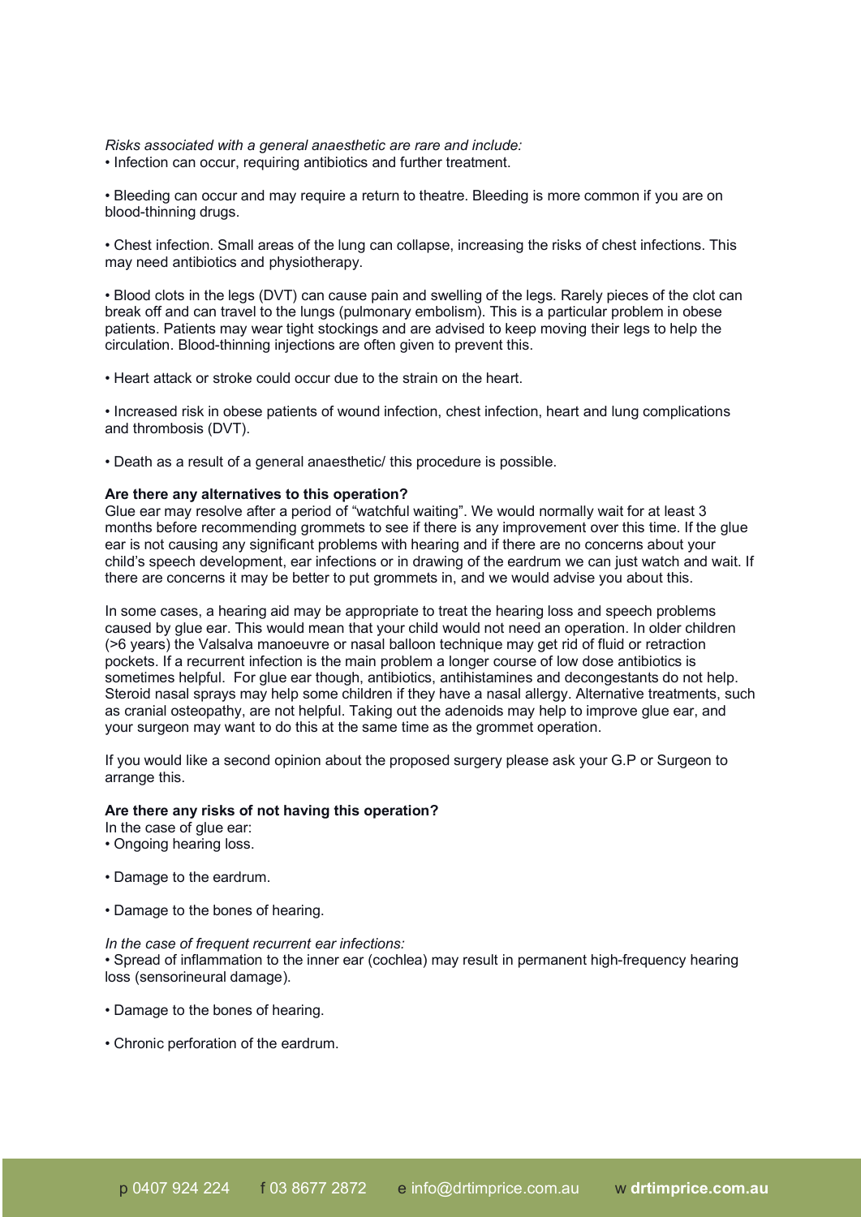*Risks associated with a general anaesthetic are rare and include:*

- Infection can occur, requiring antibiotics and further treatment.
- Bleeding can occur and may require a return to theatre. Bleeding is more common if you are on blood-thinning drugs.
- Chest infection. Small areas of the lung can collapse, increasing the risks of chest infections. This may need antibiotics and physiotherapy.
- Blood clots in the legs (DVT) can cause pain and swelling of the legs. Rarely pieces of the clot can break off and can travel to the lungs (pulmonary embolism). This is a particular problem in obese patients. Patients may wear tight stockings and are advised to keep moving their legs to help the circulation. Blood-thinning injections are often given to prevent this.
- Heart attack or stroke could occur due to the strain on the heart.
- Increased risk in obese patients of wound infection, chest infection, heart and lung complications and thrombosis (DVT).
- Death as a result of a general anaesthetic/ this procedure is possible.

**Are there any alternatives to this operation?**

Glue ear may resolve after a period of "watchful waiting". We would normally wait for at least 3 months before recommending grommets to see if there is any improvement over this time. If the glue ear is not causing any significant problems with hearing and if there are no concerns about your child's speech development, ear infections or in drawing of the eardrum we can just watch and wait. If there are concerns it may be better to put grommets in, and we would advise you about this.

In some cases, a hearing aid may be appropriate to treat the hearing loss and speech problems caused by glue ear. This would mean that your child would not need an operation. In older children (>6 years) the Valsalva manoeuvre or nasal balloon technique may get rid of fluid or retraction pockets. If a recurrent infection is the main problem a longer course of low dose antibiotics is sometimes helpful. For glue ear though, antibiotics, antihistamines and decongestants do not help. Steroid nasal sprays may help some children if they have a nasal allergy. Alternative treatments, such as cranial osteopathy, are not helpful. Taking out the adenoids may help to improve glue ear, and your surgeon may want to do this at the same time as the grommet operation.

If you would like a second opinion about the proposed surgery please ask your G.P or Surgeon to arrange this.

**Are there any risks of not having this operation?**

In the case of glue ear:

- Ongoing hearing loss.
- Damage to the eardrum.
- Damage to the bones of hearing.

*In the case of frequent recurrent ear infections:*

- Spread of inflammation to the inner ear (cochlea) may result in permanent high-frequency hearing loss (sensorineural damage).
- Damage to the bones of hearing.
- Chronic perforation of the eardrum.

p 0407 924 224 f 03 8677 2872 e info@drtimprice.com.au w **drtimprice.com.au**